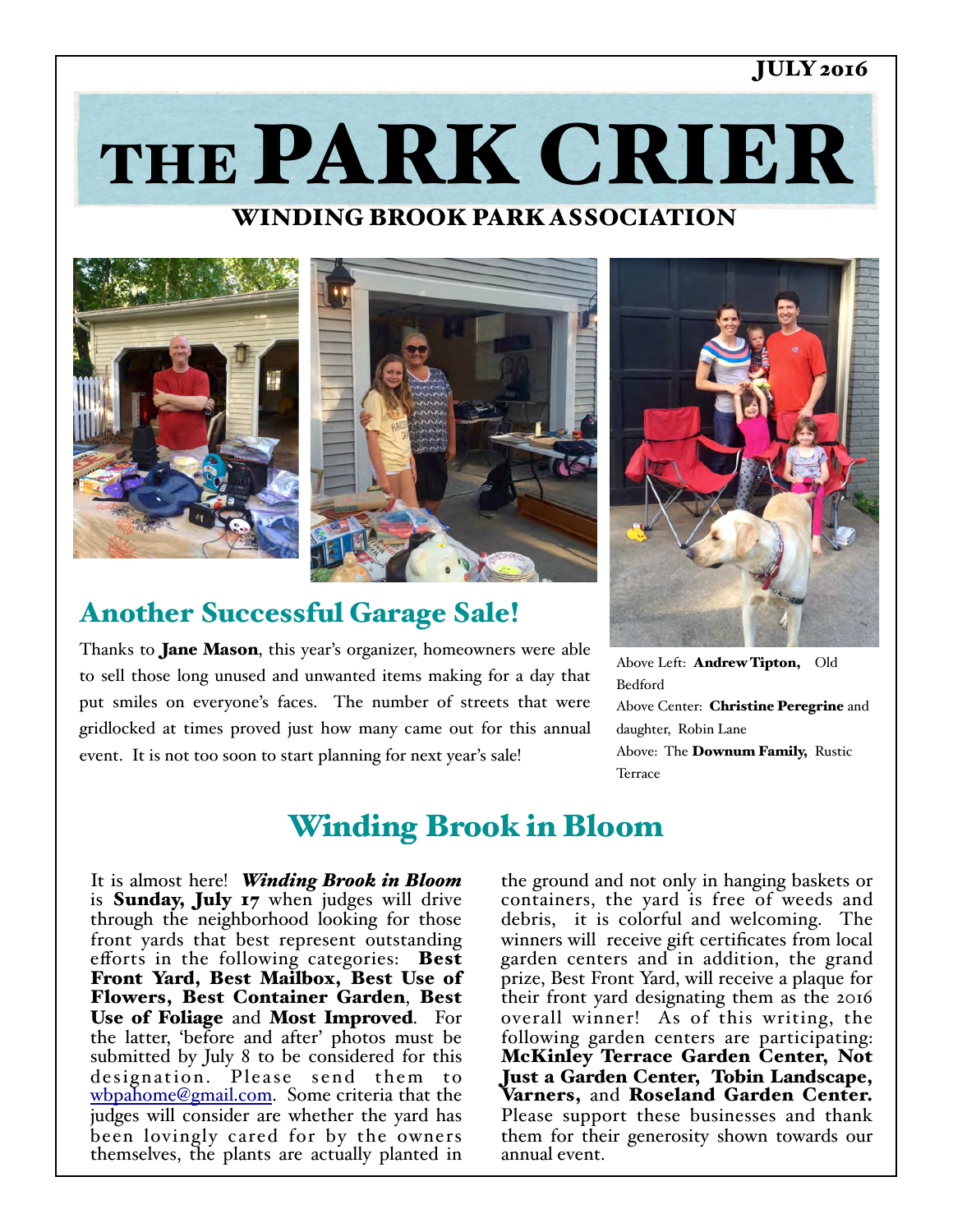JULY 2016

# THE PARK CRIER

## WINDING BROOK PARK ASSOCIATION

## Another Successful Garage Sale!

Thanks to **Jane Mason**, this year's organizer, homeowners were able to sell those long unused and unwanted items making for a day that put smiles on everyone's faces. The number of streets that were gridlocked at times proved just how many came out for this annual event. It is not too soon to start planning for next year's sale!

Above Left: **Andrew Tipton,** Old Bedford
Above Center: **Christine Peregrine** and daughter, Robin Lane
Above: The **Downum Family,** Rustic Terrace

## Winding Brook in Bloom

It is almost here! ***Winding Brook in Bloom*** is **Sunday, July 17** when judges will drive through the neighborhood looking for those front yards that best represent outstanding efforts in the following categories: **Best Front Yard, Best Mailbox, Best Use of Flowers, Best Container Garden**, **Best Use of Foliage** and **Most Improved**. For the latter, 'before and after' photos must be submitted by July 8 to be considered for this designation. Please send them to wbpahome@gmail.com. Some criteria that the judges will consider are whether the yard has been lovingly cared for by the owners themselves, the plants are actually planted in the ground and not only in hanging baskets or containers, the yard is free of weeds and debris, it is colorful and welcoming. The winners will receive gift certificates from local garden centers and in addition, the grand prize, Best Front Yard, will receive a plaque for their front yard designating them as the 2016 overall winner! As of this writing, the following garden centers are participating: **McKinley Terrace Garden Center, Not Just a Garden Center, Tobin Landscape, Varners,** and **Roseland Garden Center.** Please support these businesses and thank them for their generosity shown towards our annual event.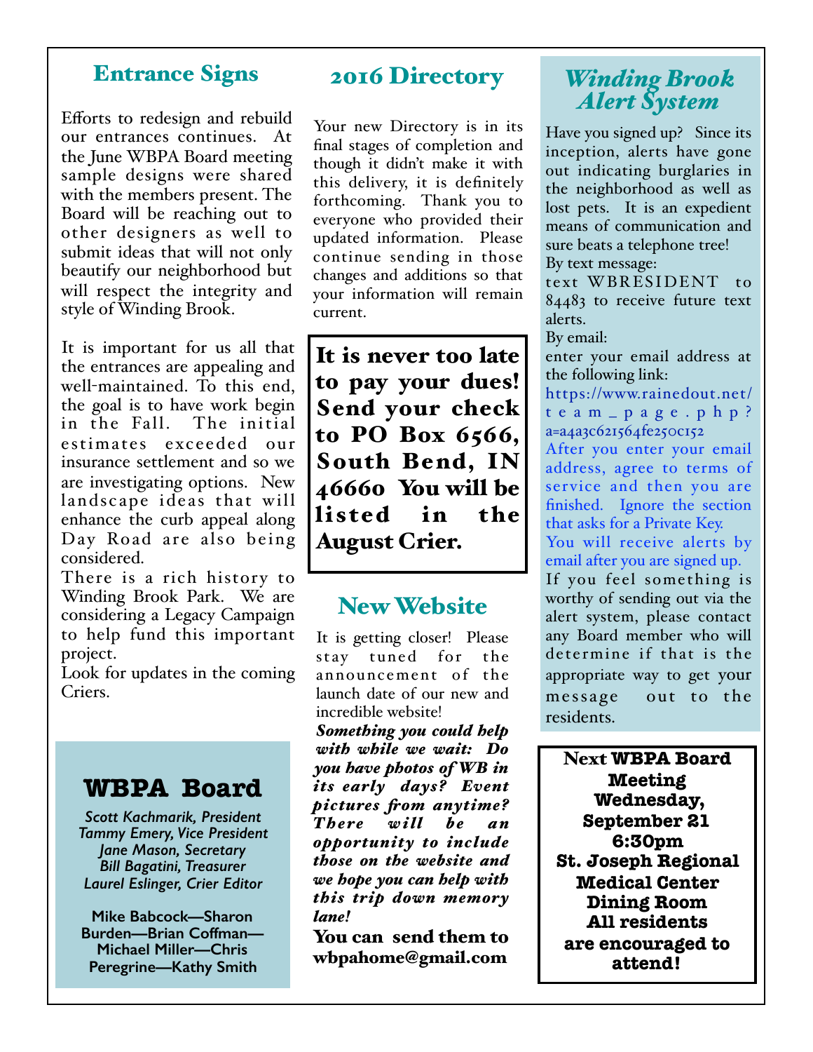## Entrance Signs

Efforts to redesign and rebuild our entrances continues. At the June WBPA Board meeting sample designs were shared with the members present. The Board will be reaching out to other designers as well to submit ideas that will not only beautify our neighborhood but will respect the integrity and style of Winding Brook.

It is important for us all that the entrances are appealing and well-maintained. To this end, the goal is to have work begin in the Fall. The initial estimates exceeded our insurance settlement and so we are investigating options. New landscape ideas that will enhance the curb appeal along Day Road are also being considered.

There is a rich history to Winding Brook Park. We are considering a Legacy Campaign to help fund this important project.

Look for updates in the coming Criers.

## WBPA Board

*Scott Kachmarik, President*
*Tammy Emery, Vice President*
*Jane Mason, Secretary*
*Bill Bagatini, Treasurer*
*Laurel Eslinger, Crier Editor*

**Mike Babcock—Sharon Burden—Brian Coffman—Michael Miller—Chris Peregrine—Kathy Smith**

## 2016 Directory

Your new Directory is in its final stages of completion and though it didn't make it with this delivery, it is definitely forthcoming. Thank you to everyone who provided their updated information. Please continue sending in those changes and additions so that your information will remain current.

**It is never too late to pay your dues! Send your check to PO Box 6566, South Bend, IN 46660 You will be listed in the August Crier.**

## New Website

It is getting closer! Please stay tuned for the announcement of the launch date of our new and incredible website!

***Something you could help with while we wait: Do you have photos of WB in its early days? Event pictures from anytime? There will be an opportunity to include those on the website and we hope you can help with this trip down memory lane!***

**You can send them to wbpahome@gmail.com**

## *Winding Brook Alert System*

Have you signed up? Since its inception, alerts have gone out indicating burglaries in the neighborhood as well as lost pets. It is an expedient means of communication and sure beats a telephone tree!

By text message:
text WBRESIDENT to 84483 to receive future text alerts.

By email:
enter your email address at the following link:
https://www.rainedout.net/team_page.php?a=a4a3c621564fe250c152

After you enter your email address, agree to terms of service and then you are finished. Ignore the section that asks for a Private Key.

You will receive alerts by email after you are signed up.

If you feel something is worthy of sending out via the alert system, please contact any Board member who will determine if that is the appropriate way to get your message out to the residents.

**Next WBPA Board Meeting**
**Wednesday, September 21**
**6:30pm**
**St. Joseph Regional Medical Center Dining Room**
**All residents are encouraged to attend!**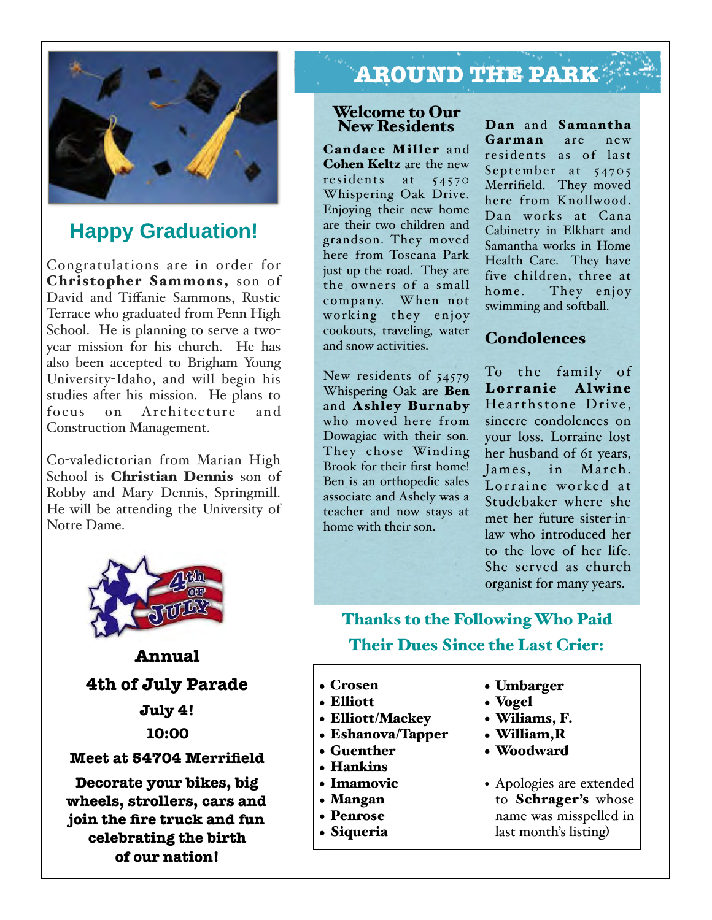## Happy Graduation!

Congratulations are in order for **Christopher Sammons,** son of David and Tiffanie Sammons, Rustic Terrace who graduated from Penn High School. He is planning to serve a two-year mission for his church. He has also been accepted to Brigham Young University-Idaho, and will begin his studies after his mission. He plans to focus on Architecture and Construction Management.

Co-valedictorian from Marian High School is **Christian Dennis** son of Robby and Mary Dennis, Springmill. He will be attending the University of Notre Dame.

**Annual**

**4th of July Parade**

**July 4!**

**10:00**

**Meet at 54704 Merrifield**

**Decorate your bikes, big wheels, strollers, cars and join the fire truck and fun celebrating the birth of our nation!**

# AROUND THE PARK

### Welcome to Our New Residents

**Candace Miller** and **Cohen Keltz** are the new residents at 54570 Whispering Oak Drive. Enjoying their new home are their two children and grandson. They moved here from Toscana Park just up the road. They are the owners of a small company. When not working they enjoy cookouts, traveling, water and snow activities.

New residents of 54579 Whispering Oak are **Ben** and **Ashley Burnaby** who moved here from Dowagiac with their son. They chose Winding Brook for their first home! Ben is an orthopedic sales associate and Ashely was a teacher and now stays at home with their son.

**Dan** and **Samantha Garman** are new residents as of last September at 54705 Merrifield. They moved here from Knollwood. Dan works at Cana Cabinetry in Elkhart and Samantha works in Home Health Care. They have five children, three at home. They enjoy swimming and softball.

### Condolences

To the family of **Lorranie Alwine** Hearthstone Drive, sincere condolences on your loss. Lorraine lost her husband of 61 years, James, in March. Lorraine worked at Studebaker where she met her future sister-in-law who introduced her to the love of her life. She served as church organist for many years.

### Thanks to the Following Who Paid Their Dues Since the Last Crier:

- **Crosen**
- **Elliott**
- **Elliott/Mackey**
- **Eshanova/Tapper**
- **Guenther**
- **Hankins**
- **Imamovic**
- **Mangan**
- **Penrose**
- **Siqueria**
- **Umbarger**
- **Vogel**
- **Wiliams, F.**
- **William,R**
- **Woodward**

- Apologies are extended to **Schrager's** whose name was misspelled in last month's listing)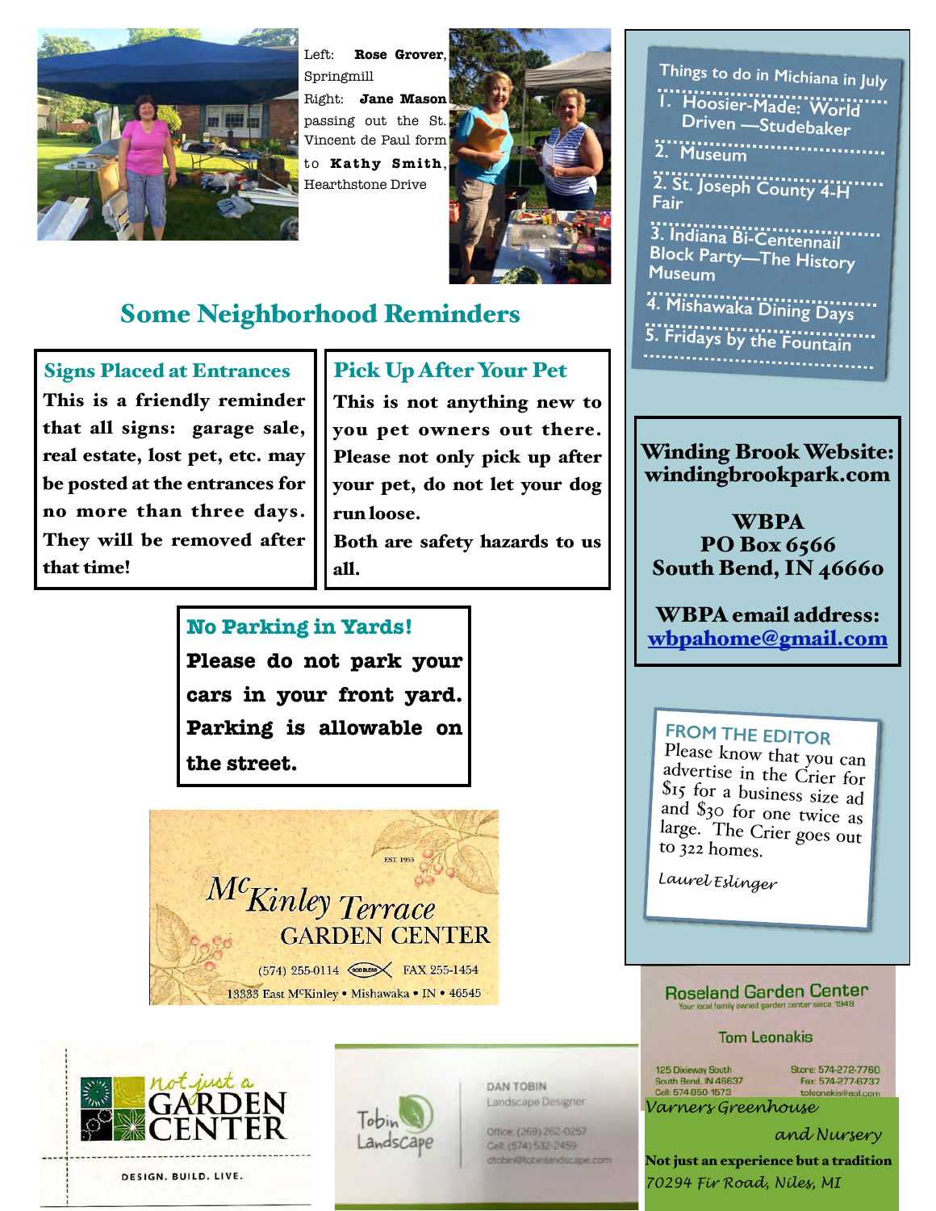Left: **Rose Grover**, Springmill

Right: **Jane Mason** passing out the St. Vincent de Paul form to **Kathy Smith**, Hearthstone Drive

## Some Neighborhood Reminders

### Signs Placed at Entrances

**This is a friendly reminder that all signs: garage sale, real estate, lost pet, etc. may be posted at the entrances for no more than three days. They will be removed after that time!**

### Pick Up After Your Pet

**This is not anything new to you pet owners out there. Please not only pick up after your pet, do not let your dog run loose.**

**Both are safety hazards to us all.**

### No Parking in Yards!

**Please do not park your cars in your front yard. Parking is allowable on the street.**

### Things to do in Michiana in July

1. Hoosier-Made: World Driven —Studebaker
2. Museum
2. St. Joseph County 4-H Fair
3. Indiana Bi-Centennail Block Party—The History Museum
4. Mishawaka Dining Days
5. Fridays by the Fountain

**Winding Brook Website: windingbrookpark.com**

**WBPA**
**PO Box 6566**
**South Bend, IN 46660**

**WBPA email address:**
**wbpahome@gmail.com**

### FROM THE EDITOR

Please know that you can advertise in the Crier for $15 for a business size ad and $30 for one twice as large. The Crier goes out to 322 homes.

*Laurel Eslinger*

---

EST. 1955

McKinley Terrace
GARDEN CENTER

(574) 255-0114 FAX 255-1454

13333 East McKinley • Mishawaka • IN • 46545

---

Roseland Garden Center
Your local family owned garden center since 1949

Tom Leonakis

125 Dixieway South
South Bend, IN 46637
Cell: 574-850-1573

Store: 574-272-7760
Fax: 574-277-6737
toleonakis@aol.com

---

not just a
GARDEN
CENTER

DESIGN. BUILD. LIVE.

---

Tobin Landscape

DAN TOBIN
Landscape Designer

Office: (269) 262-0257
Cell: (574) 532-2459
dtobin@tobinlandscape.com

---

*Varners Greenhouse and Nursery*

**Not just an experience but a tradition**

*70294 Fir Road, Niles, MI*